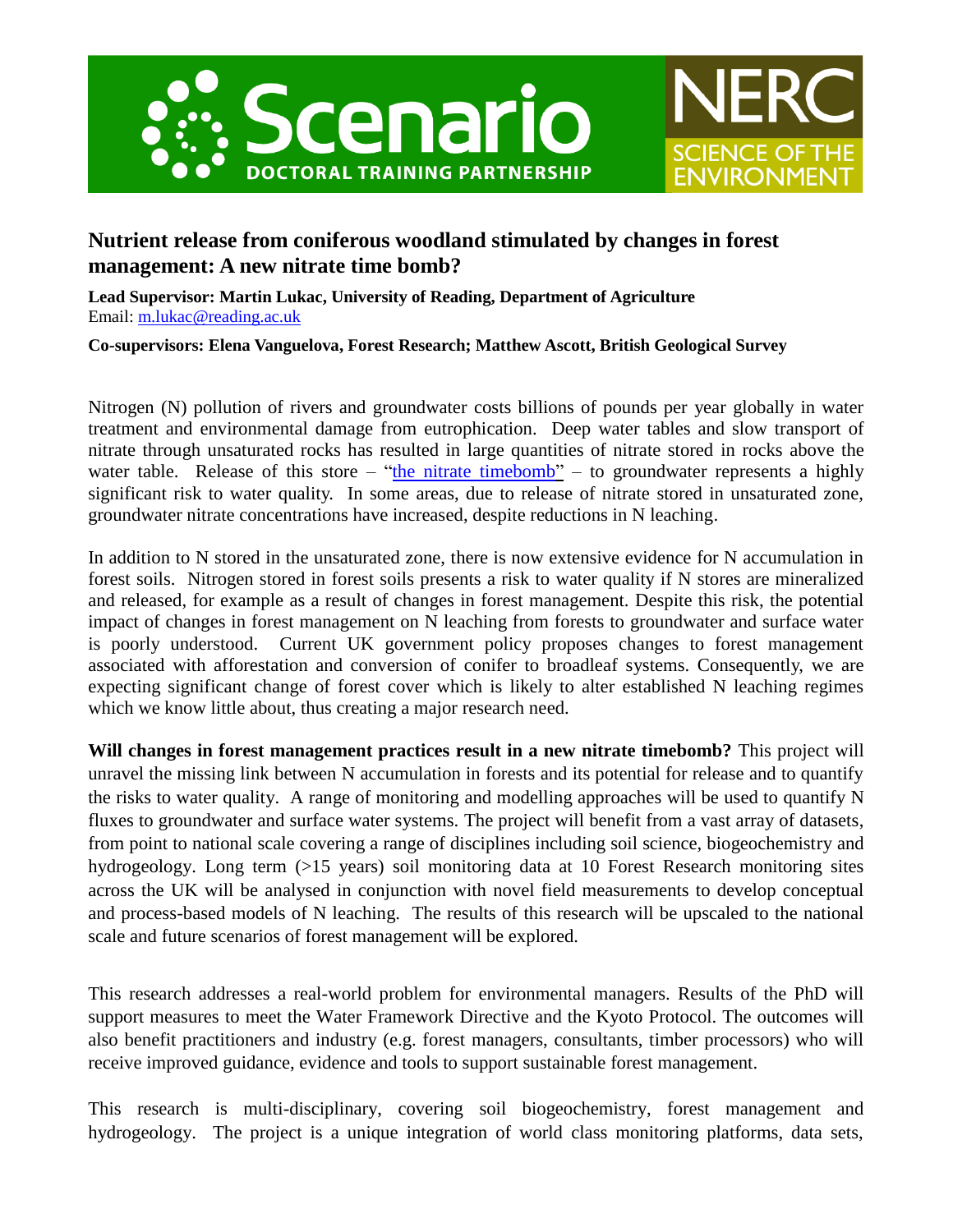# Nutrient release from coniferous woodland stimulated by changes in forest management: A new nitrate time bomb?

**Lead Supervisor: Martin Lukac, University of Reading, Department of Agriculture**
Email: m.lukac@reading.ac.uk

**Co-supervisors: Elena Vanguelova, Forest Research; Matthew Ascott, British Geological Survey**

Nitrogen (N) pollution of rivers and groundwater costs billions of pounds per year globally in water treatment and environmental damage from eutrophication. Deep water tables and slow transport of nitrate through unsaturated rocks has resulted in large quantities of nitrate stored in rocks above the water table. Release of this store – "the nitrate timebomb" – to groundwater represents a highly significant risk to water quality. In some areas, due to release of nitrate stored in unsaturated zone, groundwater nitrate concentrations have increased, despite reductions in N leaching.

In addition to N stored in the unsaturated zone, there is now extensive evidence for N accumulation in forest soils. Nitrogen stored in forest soils presents a risk to water quality if N stores are mineralized and released, for example as a result of changes in forest management. Despite this risk, the potential impact of changes in forest management on N leaching from forests to groundwater and surface water is poorly understood. Current UK government policy proposes changes to forest management associated with afforestation and conversion of conifer to broadleaf systems. Consequently, we are expecting significant change of forest cover which is likely to alter established N leaching regimes which we know little about, thus creating a major research need.

**Will changes in forest management practices result in a new nitrate timebomb?** This project will unravel the missing link between N accumulation in forests and its potential for release and to quantify the risks to water quality. A range of monitoring and modelling approaches will be used to quantify N fluxes to groundwater and surface water systems. The project will benefit from a vast array of datasets, from point to national scale covering a range of disciplines including soil science, biogeochemistry and hydrogeology. Long term (>15 years) soil monitoring data at 10 Forest Research monitoring sites across the UK will be analysed in conjunction with novel field measurements to develop conceptual and process-based models of N leaching. The results of this research will be upscaled to the national scale and future scenarios of forest management will be explored.

This research addresses a real-world problem for environmental managers. Results of the PhD will support measures to meet the Water Framework Directive and the Kyoto Protocol. The outcomes will also benefit practitioners and industry (e.g. forest managers, consultants, timber processors) who will receive improved guidance, evidence and tools to support sustainable forest management.

This research is multi-disciplinary, covering soil biogeochemistry, forest management and hydrogeology. The project is a unique integration of world class monitoring platforms, data sets,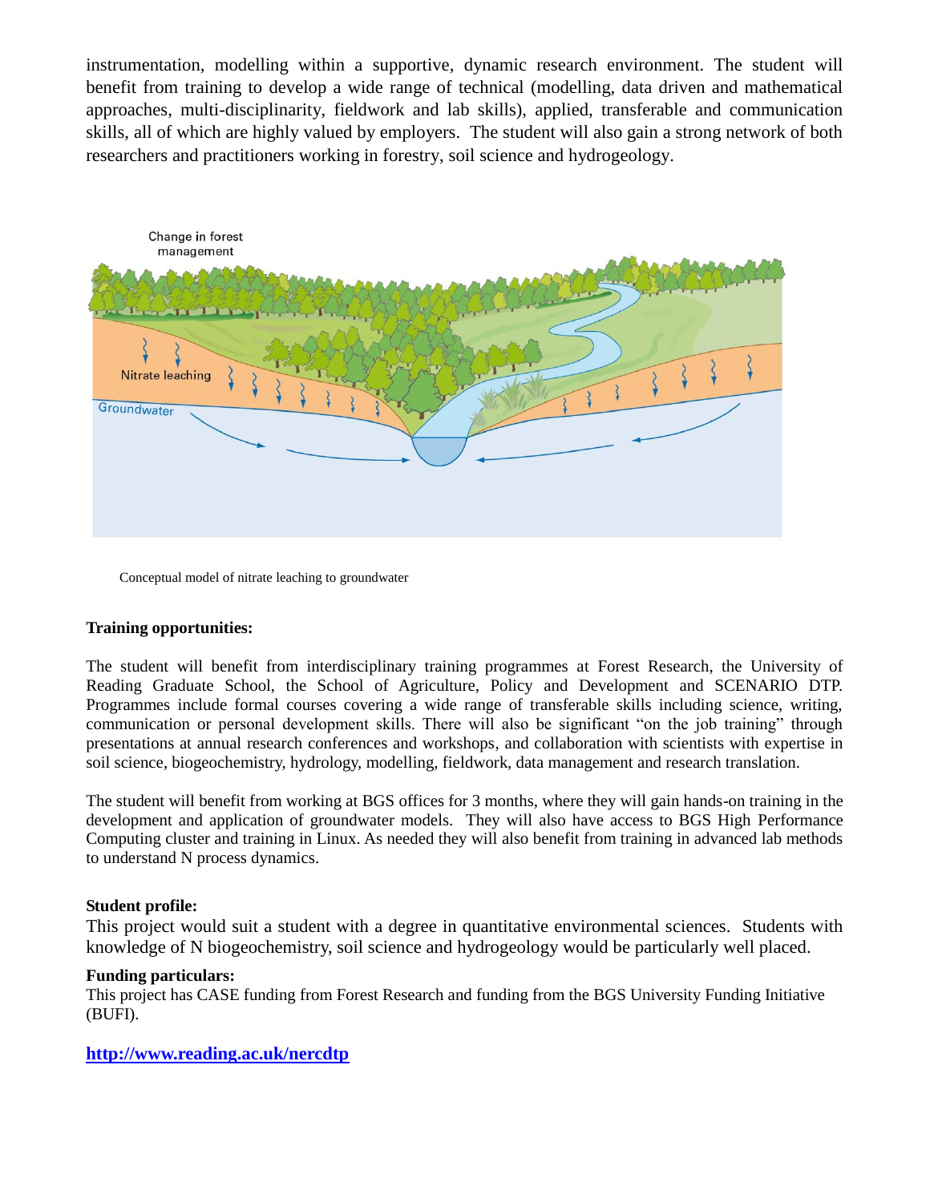instrumentation, modelling within a supportive, dynamic research environment. The student will benefit from training to develop a wide range of technical (modelling, data driven and mathematical approaches, multi-disciplinarity, fieldwork and lab skills), applied, transferable and communication skills, all of which are highly valued by employers. The student will also gain a strong network of both researchers and practitioners working in forestry, soil science and hydrogeology.

Change in forest management

Nitrate leaching

Groundwater

Conceptual model of nitrate leaching to groundwater

**Training opportunities:**

The student will benefit from interdisciplinary training programmes at Forest Research, the University of Reading Graduate School, the School of Agriculture, Policy and Development and SCENARIO DTP. Programmes include formal courses covering a wide range of transferable skills including science, writing, communication or personal development skills. There will also be significant "on the job training" through presentations at annual research conferences and workshops, and collaboration with scientists with expertise in soil science, biogeochemistry, hydrology, modelling, fieldwork, data management and research translation.

The student will benefit from working at BGS offices for 3 months, where they will gain hands-on training in the development and application of groundwater models. They will also have access to BGS High Performance Computing cluster and training in Linux. As needed they will also benefit from training in advanced lab methods to understand N process dynamics.

**Student profile:**

This project would suit a student with a degree in quantitative environmental sciences. Students with knowledge of N biogeochemistry, soil science and hydrogeology would be particularly well placed.

**Funding particulars:**

This project has CASE funding from Forest Research and funding from the BGS University Funding Initiative (BUFI).

**http://www.reading.ac.uk/nercdtp**